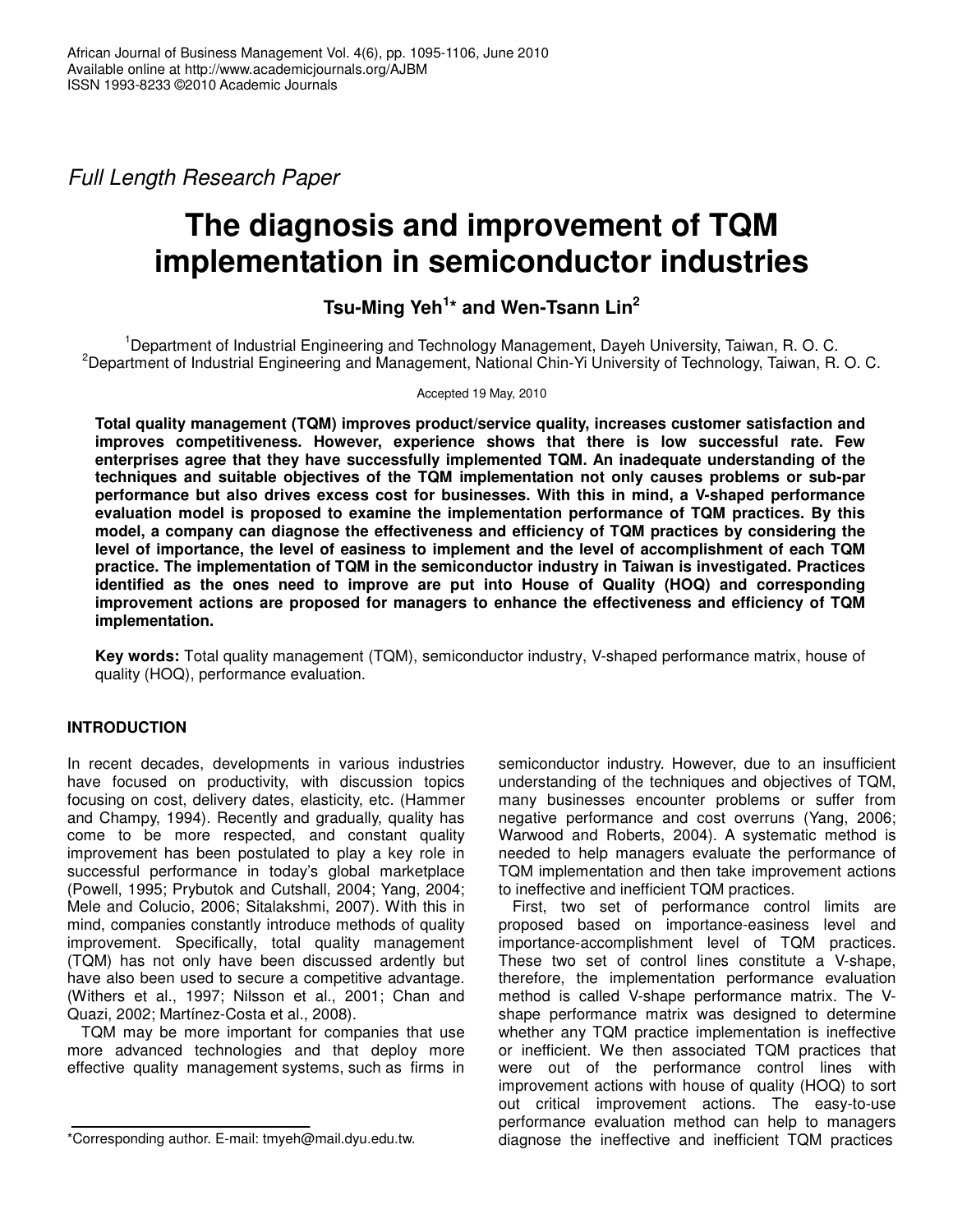*Full Length Research Paper*

# The diagnosis and improvement of TQM implementation in semiconductor industries

**Tsu-Ming Yeh[1]* and Wen-Tsann Lin[2]**

[1]Department of Industrial Engineering and Technology Management, Dayeh University, Taiwan, R. O. C.
[2]Department of Industrial Engineering and Management, National Chin-Yi University of Technology, Taiwan, R. O. C.

Accepted 19 May, 2010

**Total quality management (TQM) improves product/service quality, increases customer satisfaction and improves competitiveness. However, experience shows that there is low successful rate. Few enterprises agree that they have successfully implemented TQM. An inadequate understanding of the techniques and suitable objectives of the TQM implementation not only causes problems or sub-par performance but also drives excess cost for businesses. With this in mind, a V-shaped performance evaluation model is proposed to examine the implementation performance of TQM practices. By this model, a company can diagnose the effectiveness and efficiency of TQM practices by considering the level of importance, the level of easiness to implement and the level of accomplishment of each TQM practice. The implementation of TQM in the semiconductor industry in Taiwan is investigated. Practices identified as the ones need to improve are put into House of Quality (HOQ) and corresponding improvement actions are proposed for managers to enhance the effectiveness and efficiency of TQM implementation.**

**Key words:** Total quality management (TQM), semiconductor industry, V-shaped performance matrix, house of quality (HOQ), performance evaluation.

## INTRODUCTION

In recent decades, developments in various industries have focused on productivity, with discussion topics focusing on cost, delivery dates, elasticity, etc. (Hammer and Champy, 1994). Recently and gradually, quality has come to be more respected, and constant quality improvement has been postulated to play a key role in successful performance in today's global marketplace (Powell, 1995; Prybutok and Cutshall, 2004; Yang, 2004; Mele and Colucio, 2006; Sitalakshmi, 2007). With this in mind, companies constantly introduce methods of quality improvement. Specifically, total quality management (TQM) has not only have been discussed ardently but have also been used to secure a competitive advantage. (Withers et al., 1997; Nilsson et al., 2001; Chan and Quazi, 2002; Martínez-Costa et al., 2008).

TQM may be more important for companies that use more advanced technologies and that deploy more effective quality management systems, such as firms in semiconductor industry. However, due to an insufficient understanding of the techniques and objectives of TQM, many businesses encounter problems or suffer from negative performance and cost overruns (Yang, 2006; Warwood and Roberts, 2004). A systematic method is needed to help managers evaluate the performance of TQM implementation and then take improvement actions to ineffective and inefficient TQM practices.

First, two set of performance control limits are proposed based on importance-easiness level and importance-accomplishment level of TQM practices. These two set of control lines constitute a V-shape, therefore, the implementation performance evaluation method is called V-shape performance matrix. The V-shape performance matrix was designed to determine whether any TQM practice implementation is ineffective or inefficient. We then associated TQM practices that were out of the performance control lines with improvement actions with house of quality (HOQ) to sort out critical improvement actions. The easy-to-use performance evaluation method can help to managers diagnose the ineffective and inefficient TQM practices

*Corresponding author. E-mail: tmyeh@mail.dyu.edu.tw.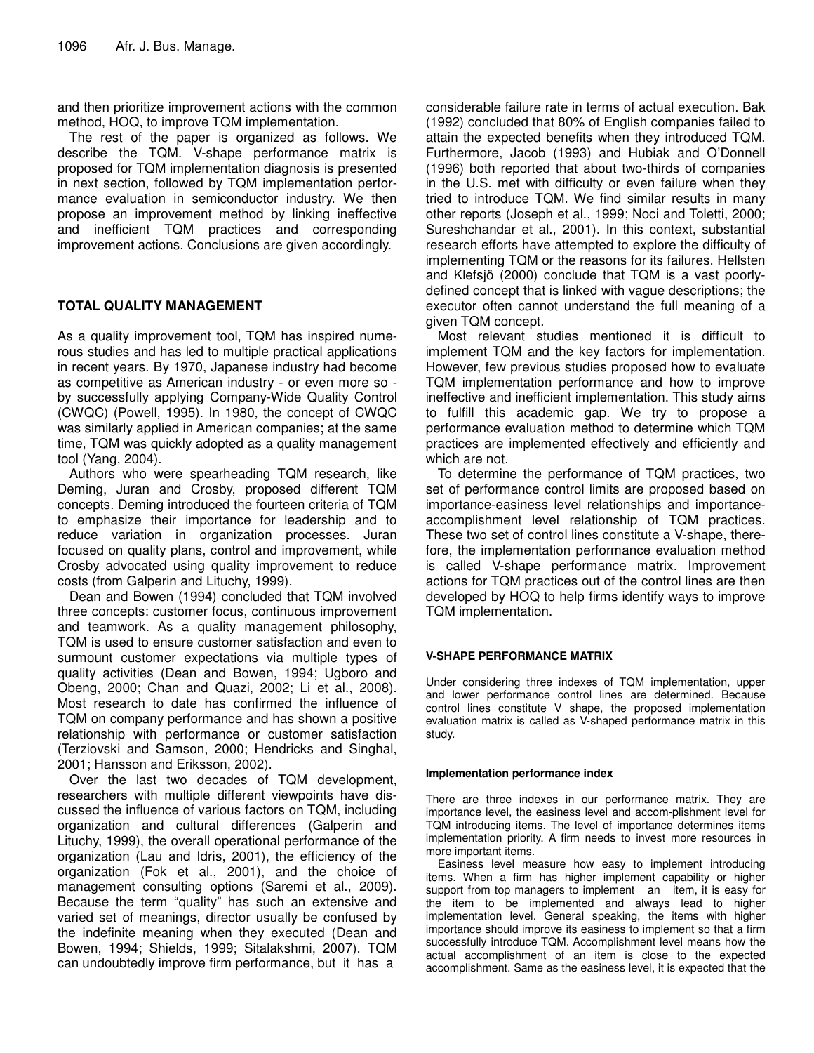and then prioritize improvement actions with the common method, HOQ, to improve TQM implementation.

The rest of the paper is organized as follows. We describe the TQM. V-shape performance matrix is proposed for TQM implementation diagnosis is presented in next section, followed by TQM implementation performance evaluation in semiconductor industry. We then propose an improvement method by linking ineffective and inefficient TQM practices and corresponding improvement actions. Conclusions are given accordingly.

## TOTAL QUALITY MANAGEMENT

As a quality improvement tool, TQM has inspired numerous studies and has led to multiple practical applications in recent years. By 1970, Japanese industry had become as competitive as American industry - or even more so - by successfully applying Company-Wide Quality Control (CWQC) (Powell, 1995). In 1980, the concept of CWQC was similarly applied in American companies; at the same time, TQM was quickly adopted as a quality management tool (Yang, 2004).

Authors who were spearheading TQM research, like Deming, Juran and Crosby, proposed different TQM concepts. Deming introduced the fourteen criteria of TQM to emphasize their importance for leadership and to reduce variation in organization processes. Juran focused on quality plans, control and improvement, while Crosby advocated using quality improvement to reduce costs (from Galperin and Lituchy, 1999).

Dean and Bowen (1994) concluded that TQM involved three concepts: customer focus, continuous improvement and teamwork. As a quality management philosophy, TQM is used to ensure customer satisfaction and even to surmount customer expectations via multiple types of quality activities (Dean and Bowen, 1994; Ugboro and Obeng, 2000; Chan and Quazi, 2002; Li et al., 2008). Most research to date has confirmed the influence of TQM on company performance and has shown a positive relationship with performance or customer satisfaction (Terziovski and Samson, 2000; Hendricks and Singhal, 2001; Hansson and Eriksson, 2002).

Over the last two decades of TQM development, researchers with multiple different viewpoints have discussed the influence of various factors on TQM, including organization and cultural differences (Galperin and Lituchy, 1999), the overall operational performance of the organization (Lau and Idris, 2001), the efficiency of the organization (Fok et al., 2001), and the choice of management consulting options (Saremi et al., 2009). Because the term "quality" has such an extensive and varied set of meanings, director usually be confused by the indefinite meaning when they executed (Dean and Bowen, 1994; Shields, 1999; Sitalakshmi, 2007). TQM can undoubtedly improve firm performance, but it has a considerable failure rate in terms of actual execution. Bak (1992) concluded that 80% of English companies failed to attain the expected benefits when they introduced TQM. Furthermore, Jacob (1993) and Hubiak and O'Donnell (1996) both reported that about two-thirds of companies in the U.S. met with difficulty or even failure when they tried to introduce TQM. We find similar results in many other reports (Joseph et al., 1999; Noci and Toletti, 2000; Sureshchandar et al., 2001). In this context, substantial research efforts have attempted to explore the difficulty of implementing TQM or the reasons for its failures. Hellsten and Klefsjö (2000) conclude that TQM is a vast poorly-defined concept that is linked with vague descriptions; the executor often cannot understand the full meaning of a given TQM concept.

Most relevant studies mentioned it is difficult to implement TQM and the key factors for implementation. However, few previous studies proposed how to evaluate TQM implementation performance and how to improve ineffective and inefficient implementation. This study aims to fulfill this academic gap. We try to propose a performance evaluation method to determine which TQM practices are implemented effectively and efficiently and which are not.

To determine the performance of TQM practices, two set of performance control limits are proposed based on importance-easiness level relationships and importance-accomplishment level relationship of TQM practices. These two set of control lines constitute a V-shape, therefore, the implementation performance evaluation method is called V-shape performance matrix. Improvement actions for TQM practices out of the control lines are then developed by HOQ to help firms identify ways to improve TQM implementation.

## V-SHAPE PERFORMANCE MATRIX

Under considering three indexes of TQM implementation, upper and lower performance control lines are determined. Because control lines constitute V shape, the proposed implementation evaluation matrix is called as V-shaped performance matrix in this study.

### Implementation performance index

There are three indexes in our performance matrix. They are importance level, the easiness level and accom-plishment level for TQM introducing items. The level of importance determines items implementation priority. A firm needs to invest more resources in more important items.

Easiness level measure how easy to implement introducing items. When a firm has higher implement capability or higher support from top managers to implement an item, it is easy for the item to be implemented and always lead to higher implementation level. General speaking, the items with higher importance should improve its easiness to implement so that a firm successfully introduce TQM. Accomplishment level means how the actual accomplishment of an item is close to the expected accomplishment. Same as the easiness level, it is expected that the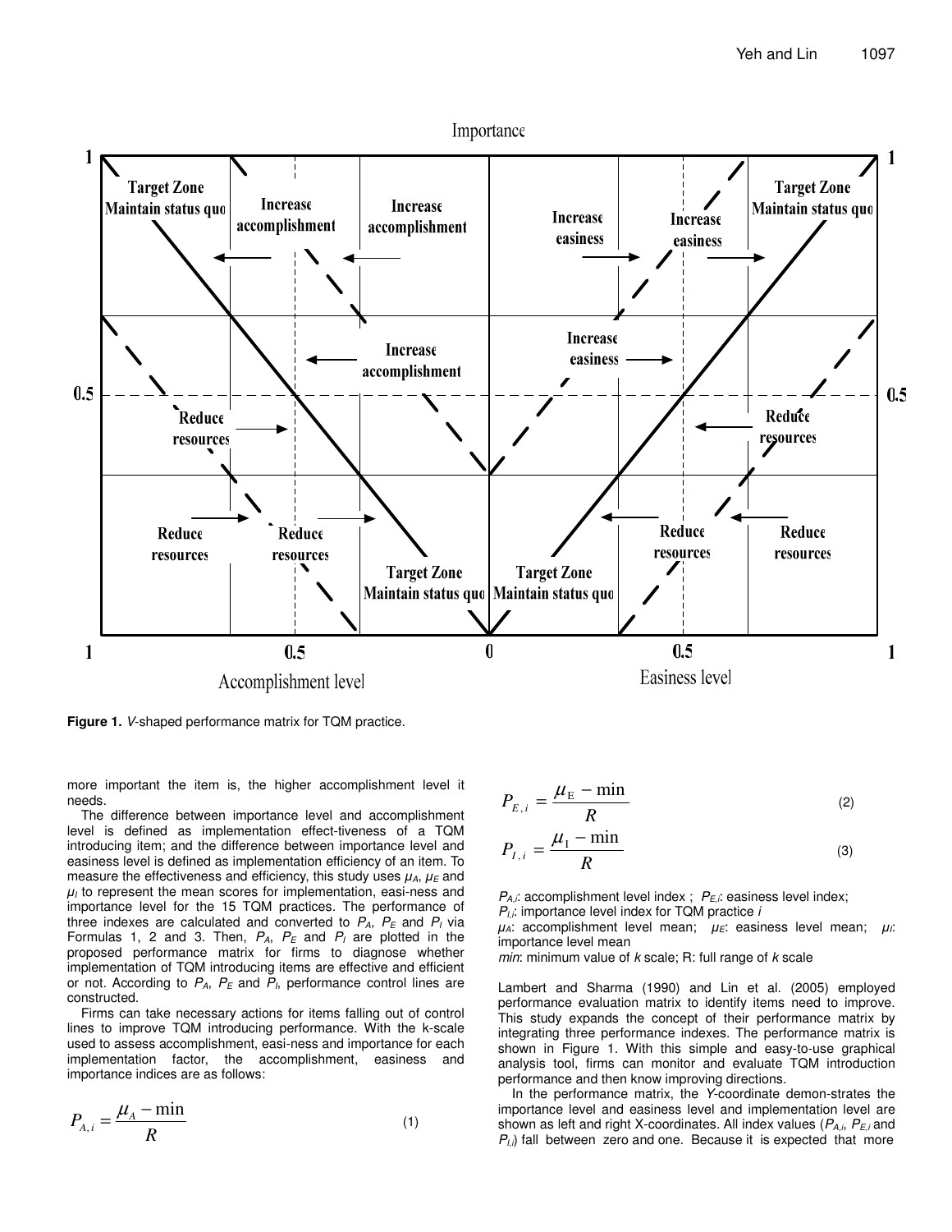**Figure 1.** *V*-shaped performance matrix for TQM practice.

more important the item is, the higher accomplishment level it needs.

The difference between importance level and accomplishment level is defined as implementation effect-tiveness of a TQM introducing item; and the difference between importance level and easiness level is defined as implementation efficiency of an item. To measure the effectiveness and efficiency, this study uses $\mu_A$, $\mu_E$ and $\mu_I$ to represent the mean scores for implementation, easi-ness and importance level for the 15 TQM practices. The performance of three indexes are calculated and converted to $P_A$, $P_E$ and $P_I$ via Formulas 1, 2 and 3. Then, $P_A$, $P_E$ and $P_I$ are plotted in the proposed performance matrix for firms to diagnose whether implementation of TQM introducing items are effective and efficient or not. According to $P_A$, $P_E$ and $P_I$, performance control lines are constructed.

Firms can take necessary actions for items falling out of control lines to improve TQM introducing performance. With the k-scale used to assess accomplishment, easi-ness and importance for each implementation factor, the accomplishment, easiness and importance indices are as follows:

$$P_{A,i} = \frac{\mu_A - \min}{R} \tag{1}$$

$$P_{E,i} = \frac{\mu_E - \min}{R} \tag{2}$$

$$P_{I,i} = \frac{\mu_I - \min}{R} \tag{3}$$

$P_{A,i}$: accomplishment level index ; $P_{E,i}$: easiness level index; $P_{I,i}$: importance level index for TQM practice *i*

$\mu_A$: accomplishment level mean; $\mu_E$: easiness level mean; $\mu_I$: importance level mean

*min*: minimum value of *k* scale; R: full range of *k* scale

Lambert and Sharma (1990) and Lin et al. (2005) employed performance evaluation matrix to identify items need to improve. This study expands the concept of their performance matrix by integrating three performance indexes. The performance matrix is shown in Figure 1. With this simple and easy-to-use graphical analysis tool, firms can monitor and evaluate TQM introduction performance and then know improving directions.

In the performance matrix, the *Y*-coordinate demon-strates the importance level and easiness level and implementation level are shown as left and right X-coordinates. All index values ($P_{A,i}$, $P_{E,i}$ and $P_{I,i}$) fall between zero and one. Because it is expected that more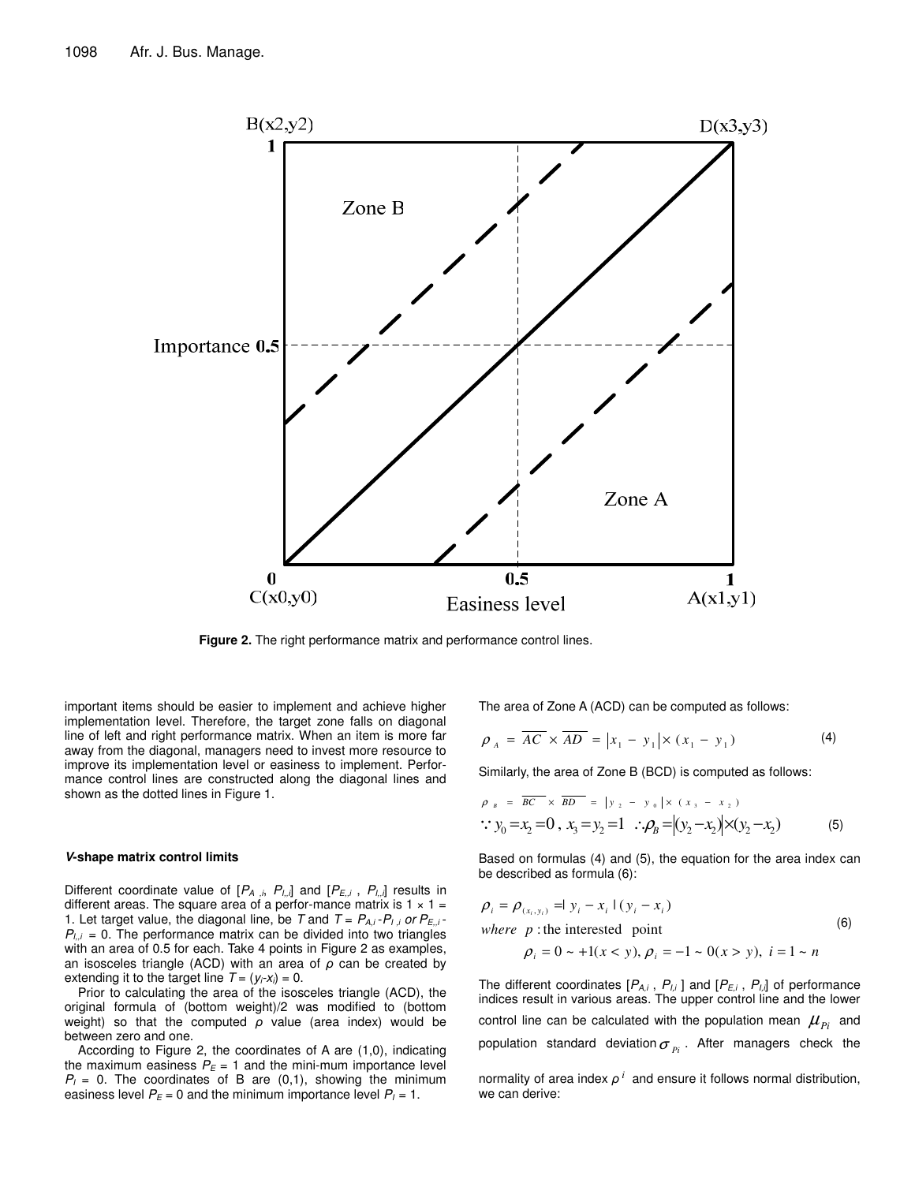**Figure 2.** The right performance matrix and performance control lines.

important items should be easier to implement and achieve higher implementation level. Therefore, the target zone falls on diagonal line of left and right performance matrix. When an item is more far away from the diagonal, managers need to invest more resource to improve its implementation level or easiness to implement. Performance control lines are constructed along the diagonal lines and shown as the dotted lines in Figure 1.

#### *V*-shape matrix control limits

Different coordinate value of [$P_{A,i}$, $P_{I,i}$] and [$P_{E,i}$ , $P_{I,i}$] results in different areas. The square area of a perfor-mance matrix is 1 × 1 = 1. Let target value, the diagonal line, be $T$ and $T = P_{A,i} - P_{I,i}$ or $P_{E,i} - P_{I,i} = 0$. The performance matrix can be divided into two triangles with an area of 0.5 for each. Take 4 points in Figure 2 as examples, an isosceles triangle (ACD) with an area of $\rho$ can be created by extending it to the target line $T = (y_i - x_i) = 0$.

Prior to calculating the area of the isosceles triangle (ACD), the original formula of (bottom weight)/2 was modified to (bottom weight) so that the computed $\rho$ value (area index) would be between zero and one.

According to Figure 2, the coordinates of A are (1,0), indicating the maximum easiness $P_E = 1$ and the mini-mum importance level $P_I = 0$. The coordinates of B are (0,1), showing the minimum easiness level $P_E = 0$ and the minimum importance level $P_I = 1$.

The area of Zone A (ACD) can be computed as follows:

$$\rho_A = \overline{AC} \times \overline{AD} = |x_1 - y_1| \times (x_1 - y_1) \quad (4)$$

Similarly, the area of Zone B (BCD) is computed as follows:

$$\rho_B = \overline{BC} \times \overline{BD} = |y_2 - y_0| \times (x_3 - x_2)$$

$$\because y_0 = x_2 = 0,\ x_3 = y_2 = 1 \ \therefore \rho_B = |(y_2 - x_2)| \times (y_2 - x_2) \quad (5)$$

Based on formulas (4) and (5), the equation for the area index can be described as formula (6):

$$\rho_i = \rho_{(x_i, y_i)} = |y_i - x_i| (y_i - x_i)$$
$$where\ \ p : \text{the interested point} \quad (6)$$
$$\rho_i = 0 \sim +1 (x < y),\ \rho_i = -1 \sim 0 (x > y),\ i = 1 \sim n$$

The different coordinates [$P_{A,i}$ , $P_{I,i}$ ] and [$P_{E,i}$ , $P_{I,i}$] of performance indices result in various areas. The upper control line and the lower control line can be calculated with the population mean $\mu_{Pi}$ and population standard deviation $\sigma_{Pi}$. After managers check the normality of area index $\rho^i$ and ensure it follows normal distribution, we can derive: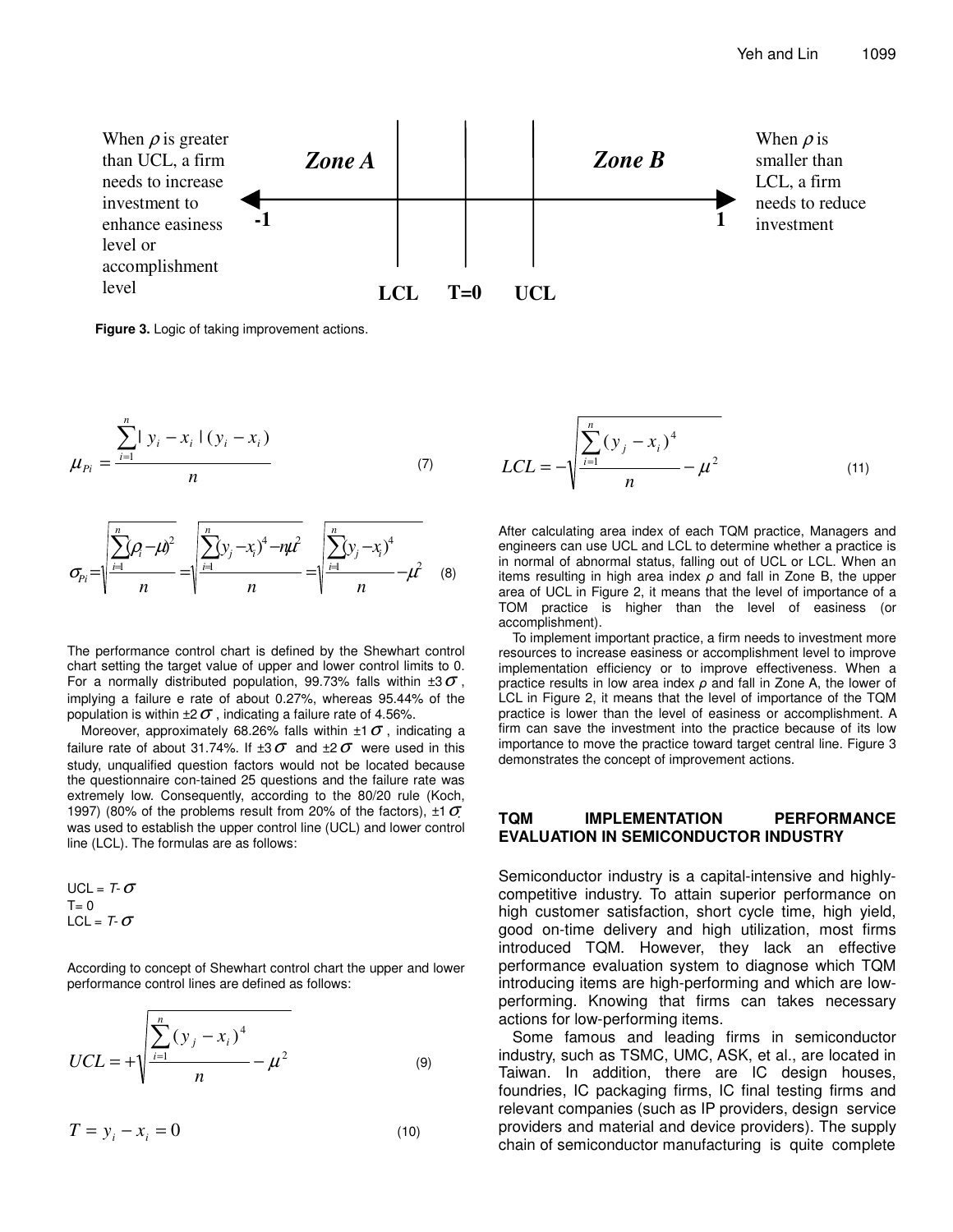When $\rho$ is greater than UCL, a firm needs to increase investment to enhance easiness level or accomplishment level

**Zone A** | **Zone B**

**-1** ← → **1**

**LCL** **T=0** **UCL**

When $\rho$ is smaller than LCL, a firm needs to reduce investment

**Figure 3.** Logic of taking improvement actions.

$$\mu_{Pi} = \frac{\sum_{i=1}^{n} | y_i - x_i | (y_i - x_i)}{n} \tag{7}$$

$$\sigma_{Pi} = \sqrt{\frac{\sum_{i=1}^{n}(\rho_i - \mu)^2}{n}} = \sqrt{\frac{\sum_{i=1}^{n}(y_j - x_i)^4 - n\mu^2}{n}} = \sqrt{\frac{\sum_{i=1}^{n}(y_j - x_i)^4}{n} - \mu^2} \tag{8}$$

The performance control chart is defined by the Shewhart control chart setting the target value of upper and lower control limits to 0. For a normally distributed population, 99.73% falls within $\pm 3\sigma$, implying a failure e rate of about 0.27%, whereas 95.44% of the population is within $\pm 2\sigma$, indicating a failure rate of 4.56%.

Moreover, approximately 68.26% falls within $\pm 1\sigma$, indicating a failure rate of about 31.74%. If $\pm 3\sigma$ and $\pm 2\sigma$ were used in this study, unqualified question factors would not be located because the questionnaire con-tained 25 questions and the failure rate was extremely low. Consequently, according to the 80/20 rule (Koch, 1997) (80% of the problems result from 20% of the factors), $\pm 1\sigma$ was used to establish the upper control line (UCL) and lower control line (LCL). The formulas are as follows:

UCL = $T$- $\sigma$
T= 0
LCL = $T$- $\sigma$

According to concept of Shewhart control chart the upper and lower performance control lines are defined as follows:

$$UCL = +\sqrt{\frac{\sum_{i=1}^{n}(y_j - x_i)^4}{n} - \mu^2} \tag{9}$$

$$T = y_i - x_i = 0 \tag{10}$$

$$LCL = -\sqrt{\frac{\sum_{i=1}^{n}(y_j - x_i)^4}{n} - \mu^2} \tag{11}$$

After calculating area index of each TQM practice, Managers and engineers can use UCL and LCL to determine whether a practice is in normal of abnormal status, falling out of UCL or LCL. When an items resulting in high area index $\rho$ and fall in Zone B, the upper area of UCL in Figure 2, it means that the level of importance of a TOM practice is higher than the level of easiness (or accomplishment).

To implement important practice, a firm needs to investment more resources to increase easiness or accomplishment level to improve implementation efficiency or to improve effectiveness. When a practice results in low area index $\rho$ and fall in Zone A, the lower of LCL in Figure 2, it means that the level of importance of the TQM practice is lower than the level of easiness or accomplishment. A firm can save the investment into the practice because of its low importance to move the practice toward target central line. Figure 3 demonstrates the concept of improvement actions.

## TQM IMPLEMENTATION PERFORMANCE EVALUATION IN SEMICONDUCTOR INDUSTRY

Semiconductor industry is a capital-intensive and highly-competitive industry. To attain superior performance on high customer satisfaction, short cycle time, high yield, good on-time delivery and high utilization, most firms introduced TQM. However, they lack an effective performance evaluation system to diagnose which TQM introducing items are high-performing and which are low-performing. Knowing that firms can takes necessary actions for low-performing items.

Some famous and leading firms in semiconductor industry, such as TSMC, UMC, ASK, et al., are located in Taiwan. In addition, there are IC design houses, foundries, IC packaging firms, IC final testing firms and relevant companies (such as IP providers, design service providers and material and device providers). The supply chain of semiconductor manufacturing is quite complete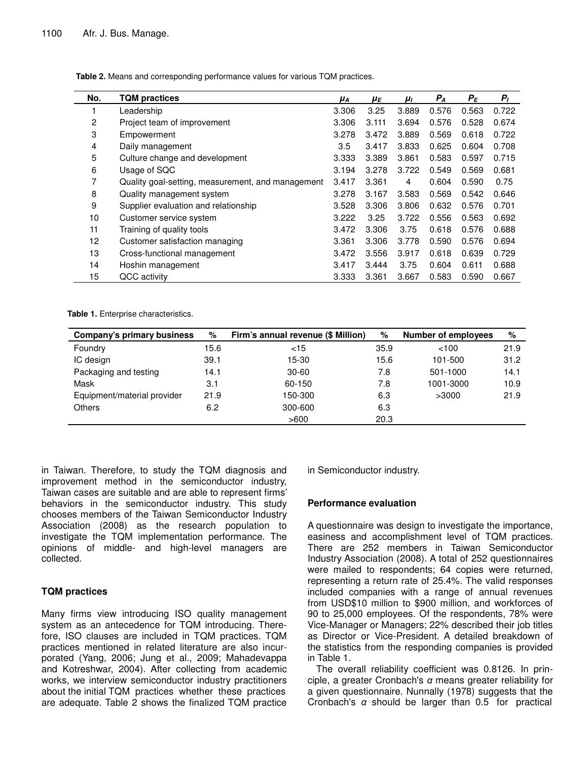**Table 2.** Means and corresponding performance values for various TQM practices.

| No. | TQM practices | $\mu_A$ | $\mu_E$ | $\mu_I$ | $P_A$ | $P_E$ | $P_I$ |
|---|---|---|---|---|---|---|---|
| 1 | Leadership | 3.306 | 3.25 | 3.889 | 0.576 | 0.563 | 0.722 |
| 2 | Project team of improvement | 3.306 | 3.111 | 3.694 | 0.576 | 0.528 | 0.674 |
| 3 | Empowerment | 3.278 | 3.472 | 3.889 | 0.569 | 0.618 | 0.722 |
| 4 | Daily management | 3.5 | 3.417 | 3.833 | 0.625 | 0.604 | 0.708 |
| 5 | Culture change and development | 3.333 | 3.389 | 3.861 | 0.583 | 0.597 | 0.715 |
| 6 | Usage of SQC | 3.194 | 3.278 | 3.722 | 0.549 | 0.569 | 0.681 |
| 7 | Quality goal-setting, measurement, and management | 3.417 | 3.361 | 4 | 0.604 | 0.590 | 0.75 |
| 8 | Quality management system | 3.278 | 3.167 | 3.583 | 0.569 | 0.542 | 0.646 |
| 9 | Supplier evaluation and relationship | 3.528 | 3.306 | 3.806 | 0.632 | 0.576 | 0.701 |
| 10 | Customer service system | 3.222 | 3.25 | 3.722 | 0.556 | 0.563 | 0.692 |
| 11 | Training of quality tools | 3.472 | 3.306 | 3.75 | 0.618 | 0.576 | 0.688 |
| 12 | Customer satisfaction managing | 3.361 | 3.306 | 3.778 | 0.590 | 0.576 | 0.694 |
| 13 | Cross-functional management | 3.472 | 3.556 | 3.917 | 0.618 | 0.639 | 0.729 |
| 14 | Hoshin management | 3.417 | 3.444 | 3.75 | 0.604 | 0.611 | 0.688 |
| 15 | QCC activity | 3.333 | 3.361 | 3.667 | 0.583 | 0.590 | 0.667 |

**Table 1.** Enterprise characteristics.

| Company's primary business | % | Firm's annual revenue ($ Million) | % | Number of employees | % |
|---|---|---|---|---|---|
| Foundry | 15.6 | <15 | 35.9 | <100 | 21.9 |
| IC design | 39.1 | 15-30 | 15.6 | 101-500 | 31.2 |
| Packaging and testing | 14.1 | 30-60 | 7.8 | 501-1000 | 14.1 |
| Mask | 3.1 | 60-150 | 7.8 | 1001-3000 | 10.9 |
| Equipment/material provider | 21.9 | 150-300 | 6.3 | >3000 | 21.9 |
| Others | 6.2 | 300-600 | 6.3 | | |
| | | >600 | 20.3 | | |

in Taiwan. Therefore, to study the TQM diagnosis and improvement method in the semiconductor industry, Taiwan cases are suitable and are able to represent firms' behaviors in the semiconductor industry. This study chooses members of the Taiwan Semiconductor Industry Association (2008) as the research population to investigate the TQM implementation performance. The opinions of middle- and high-level managers are collected.

## TQM practices

Many firms view introducing ISO quality management system as an antecedence for TQM introducing. Therefore, ISO clauses are included in TQM practices. TQM practices mentioned in related literature are also incurporated (Yang, 2006; Jung et al., 2009; Mahadevappa and Kotreshwar, 2004). After collecting from academic works, we interview semiconductor industry practitioners about the initial TQM practices whether these practices are adequate. Table 2 shows the finalized TQM practice in Semiconductor industry.

## Performance evaluation

A questionnaire was design to investigate the importance, easiness and accomplishment level of TQM practices. There are 252 members in Taiwan Semiconductor Industry Association (2008). A total of 252 questionnaires were mailed to respondents; 64 copies were returned, representing a return rate of 25.4%. The valid responses included companies with a range of annual revenues from USD$10 million to $900 million, and workforces of 90 to 25,000 employees. Of the respondents, 78% were Vice-Manager or Managers; 22% described their job titles as Director or Vice-President. A detailed breakdown of the statistics from the responding companies is provided in Table 1.

The overall reliability coefficient was 0.8126. In principle, a greater Cronbach's $\alpha$ means greater reliability for a given questionnaire. Nunnally (1978) suggests that the Cronbach's $\alpha$ should be larger than 0.5 for practical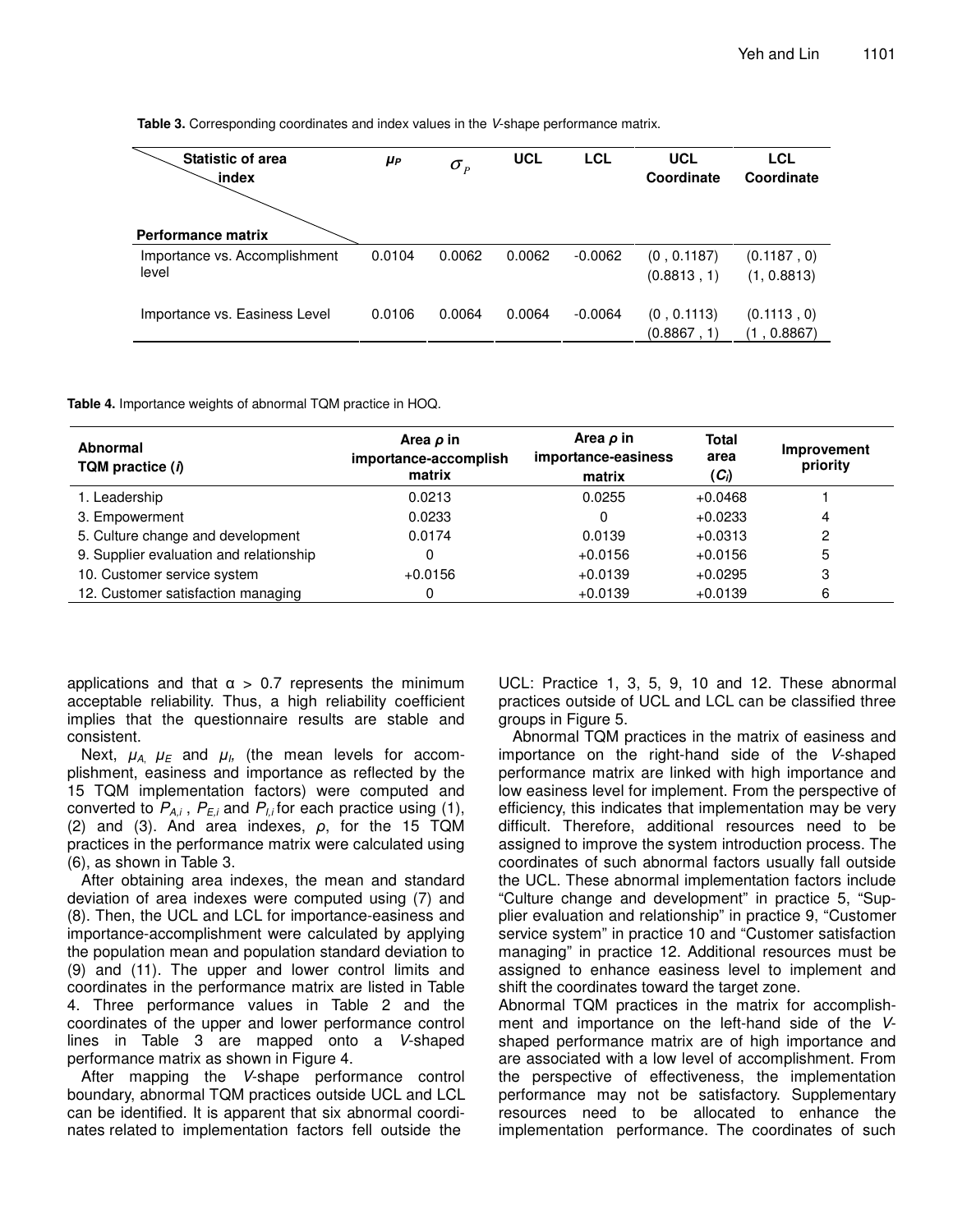**Table 3.** Corresponding coordinates and index values in the *V*-shape performance matrix.

| Performance matrix \ Statistic of area index | $\mu_P$ | $\sigma_P$ | UCL | LCL | UCL Coordinate | LCL Coordinate |
|---|---|---|---|---|---|---|
| Importance vs. Accomplishment level | 0.0104 | 0.0062 | 0.0062 | -0.0062 | (0 , 0.1187) (0.8813 , 1) | (0.1187 , 0) (1, 0.8813) |
| Importance vs. Easiness Level | 0.0106 | 0.0064 | 0.0064 | -0.0064 | (0 , 0.1113) (0.8867 , 1) | (0.1113 , 0) (1 , 0.8867) |

**Table 4.** Importance weights of abnormal TQM practice in HOQ.

| Abnormal TQM practice (*i*) | Area $\rho$ in importance-accomplish matrix | Area $\rho$ in importance-easiness matrix | Total area ($C_i$) | Improvement priority |
|---|---|---|---|---|
| 1. Leadership | 0.0213 | 0.0255 | +0.0468 | 1 |
| 3. Empowerment | 0.0233 | 0 | +0.0233 | 4 |
| 5. Culture change and development | 0.0174 | 0.0139 | +0.0313 | 2 |
| 9. Supplier evaluation and relationship | 0 | +0.0156 | +0.0156 | 5 |
| 10. Customer service system | +0.0156 | +0.0139 | +0.0295 | 3 |
| 12. Customer satisfaction managing | 0 | +0.0139 | +0.0139 | 6 |

applications and that α > 0.7 represents the minimum acceptable reliability. Thus, a high reliability coefficient implies that the questionnaire results are stable and consistent.

Next, $\mu_A$, $\mu_E$ and $\mu_I$, (the mean levels for accomplishment, easiness and importance as reflected by the 15 TQM implementation factors) were computed and converted to $P_{A,i}$ , $P_{E,i}$ and $P_{I,i}$ for each practice using (1), (2) and (3). And area indexes, $\rho$, for the 15 TQM practices in the performance matrix were calculated using (6), as shown in Table 3.

After obtaining area indexes, the mean and standard deviation of area indexes were computed using (7) and (8). Then, the UCL and LCL for importance-easiness and importance-accomplishment were calculated by applying the population mean and population standard deviation to (9) and (11). The upper and lower control limits and coordinates in the performance matrix are listed in Table 4. Three performance values in Table 2 and the coordinates of the upper and lower performance control lines in Table 3 are mapped onto a *V*-shaped performance matrix as shown in Figure 4.

After mapping the *V*-shape performance control boundary, abnormal TQM practices outside UCL and LCL can be identified. It is apparent that six abnormal coordinates related to implementation factors fell outside the UCL: Practice 1, 3, 5, 9, 10 and 12. These abnormal practices outside of UCL and LCL can be classified three groups in Figure 5.

Abnormal TQM practices in the matrix of easiness and importance on the right-hand side of the *V*-shaped performance matrix are linked with high importance and low easiness level for implement. From the perspective of efficiency, this indicates that implementation may be very difficult. Therefore, additional resources need to be assigned to improve the system introduction process. The coordinates of such abnormal factors usually fall outside the UCL. These abnormal implementation factors include "Culture change and development" in practice 5, "Supplier evaluation and relationship" in practice 9, "Customer service system" in practice 10 and "Customer satisfaction managing" in practice 12. Additional resources must be assigned to enhance easiness level to implement and shift the coordinates toward the target zone.

Abnormal TQM practices in the matrix for accomplishment and importance on the left-hand side of the *V*-shaped performance matrix are of high importance and are associated with a low level of accomplishment. From the perspective of effectiveness, the implementation performance may not be satisfactory. Supplementary resources need to be allocated to enhance the implementation performance. The coordinates of such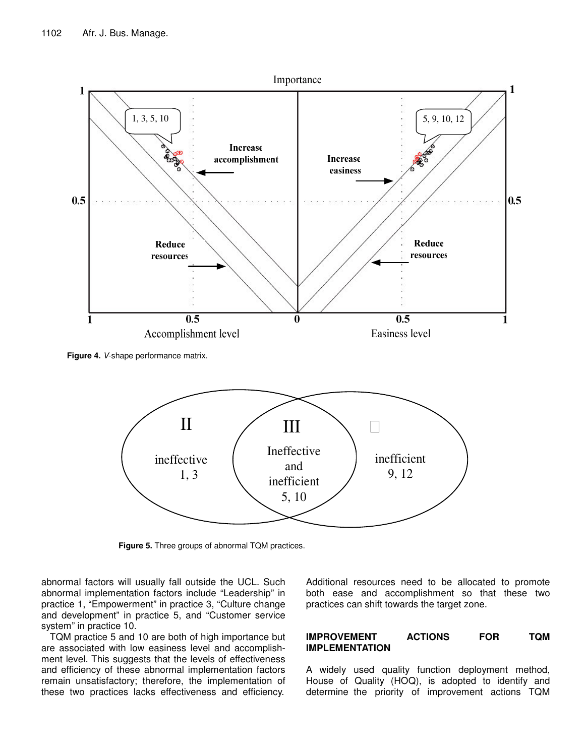**Figure 4.** *V*-shape performance matrix.

**Figure 5.** Three groups of abnormal TQM practices.

abnormal factors will usually fall outside the UCL. Such abnormal implementation factors include "Leadership" in practice 1, "Empowerment" in practice 3, "Culture change and development" in practice 5, and "Customer service system" in practice 10.

TQM practice 5 and 10 are both of high importance but are associated with low easiness level and accomplishment level. This suggests that the levels of effectiveness and efficiency of these abnormal implementation factors remain unsatisfactory; therefore, the implementation of these two practices lacks effectiveness and efficiency. Additional resources need to be allocated to promote both ease and accomplishment so that these two practices can shift towards the target zone.

## IMPROVEMENT ACTIONS FOR TQM IMPLEMENTATION

A widely used quality function deployment method, House of Quality (HOQ), is adopted to identify and determine the priority of improvement actions TQM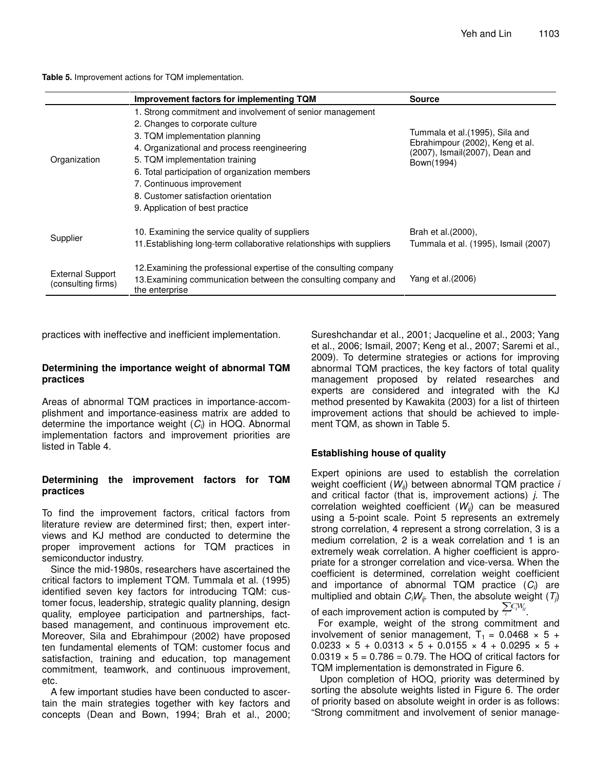**Table 5.** Improvement actions for TQM implementation.

| | Improvement factors for implementing TQM | Source |
|---|---|---|
| Organization | 1. Strong commitment and involvement of senior management<br>2. Changes to corporate culture<br>3. TQM implementation planning<br>4. Organizational and process reengineering<br>5. TQM implementation training<br>6. Total participation of organization members<br>7. Continuous improvement<br>8. Customer satisfaction orientation<br>9. Application of best practice | Tummala et al.(1995), Sila and Ebrahimpour (2002), Keng et al. (2007), Ismail(2007), Dean and Bown(1994) |
| Supplier | 10. Examining the service quality of suppliers<br>11.Establishing long-term collaborative relationships with suppliers | Brah et al.(2000),<br>Tummala et al. (1995), Ismail (2007) |
| External Support (consulting firms) | 12.Examining the professional expertise of the consulting company<br>13.Examining communication between the consulting company and the enterprise | Yang et al.(2006) |

practices with ineffective and inefficient implementation.

### Determining the importance weight of abnormal TQM practices

Areas of abnormal TQM practices in importance-accomplishment and importance-easiness matrix are added to determine the importance weight ($C_i$) in HOQ. Abnormal implementation factors and improvement priorities are listed in Table 4.

### Determining the improvement factors for TQM practices

To find the improvement factors, critical factors from literature review are determined first; then, expert interviews and KJ method are conducted to determine the proper improvement actions for TQM practices in semiconductor industry.

Since the mid-1980s, researchers have ascertained the critical factors to implement TQM. Tummala et al. (1995) identified seven key factors for introducing TQM: customer focus, leadership, strategic quality planning, design quality, employee participation and partnerships, fact-based management, and continuous improvement etc. Moreover, Sila and Ebrahimpour (2002) have proposed ten fundamental elements of TQM: customer focus and satisfaction, training and education, top management commitment, teamwork, and continuous improvement, etc.

A few important studies have been conducted to ascertain the main strategies together with key factors and concepts (Dean and Bown, 1994; Brah et al., 2000; Sureshchandar et al., 2001; Jacqueline et al., 2003; Yang et al., 2006; Ismail, 2007; Keng et al., 2007; Saremi et al., 2009). To determine strategies or actions for improving abnormal TQM practices, the key factors of total quality management proposed by related researches and experts are considered and integrated with the KJ method presented by Kawakita (2003) for a list of thirteen improvement actions that should be achieved to implement TQM, as shown in Table 5.

### Establishing house of quality

Expert opinions are used to establish the correlation weight coefficient ($W_{ij}$) between abnormal TQM practice $i$ and critical factor (that is, improvement actions) $j$. The correlation weighted coefficient ($W_{ij}$) can be measured using a 5-point scale. Point 5 represents an extremely strong correlation, 4 represent a strong correlation, 3 is a medium correlation, 2 is a weak correlation and 1 is an extremely weak correlation. A higher coefficient is appropriate for a stronger correlation and vice-versa. When the coefficient is determined, correlation weight coefficient and importance of abnormal TQM practice ($C_i$) are multiplied and obtain $C_iW_{ij}$. Then, the absolute weight ($T_j$) of each improvement action is computed by $\sum_i C_i W_{ij}$.

For example, weight of the strong commitment and involvement of senior management, $T_1 = 0.0468 \times 5 + 0.0233 \times 5 + 0.0313 \times 5 + 0.0155 \times 4 + 0.0295 \times 5 + 0.0319 \times 5 = 0.786 = 0.79$. The HOQ of critical factors for TQM implementation is demonstrated in Figure 6.

Upon completion of HOQ, priority was determined by sorting the absolute weights listed in Figure 6. The order of priority based on absolute weight in order is as follows: "Strong commitment and involvement of senior manage-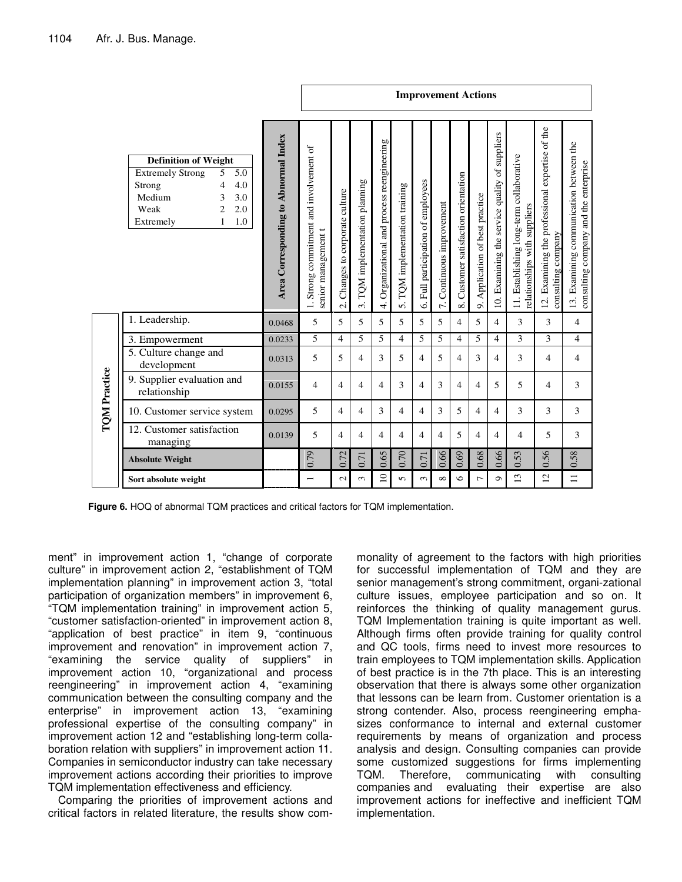| | | Improvement Actions | | | | | | | | | | | | |
|---|---|---|---|---|---|---|---|---|---|---|---|---|---|---|
| **Definition of Weight**: Extremely Strong 5 5.0; Strong 4 4.0; Medium 3 3.0; Weak 2 2.0; Extremely 1 1.0 | **Area Corresponding to Abnormal Index** | 1. Strong commitment and involvement of senior management t | 2. Changes to corporate culture | 3. TQM implementation planning | 4. Organizational and process reengineering | 5. TQM implementation training | 6. Full participation of employees | 7. Continuous improvement | 8. Customer satisfaction orientation | 9. Application of best practice | 10. Examining the service quality of suppliers | 11. Establishing long-term collaborative relationships with suppliers | 12. Examining the professional expertise of the consulting company | 13. Examining communication between the consulting company and the enterprise |
| **TQM Practice** 1. Leadership. | 0.0468 | 5 | 5 | 5 | 5 | 5 | 5 | 5 | 4 | 5 | 4 | 3 | 3 | 4 |
| 3. Empowerment | 0.0233 | 5 | 4 | 5 | 5 | 4 | 5 | 5 | 4 | 5 | 4 | 3 | 3 | 4 |
| 5. Culture change and development | 0.0313 | 5 | 5 | 4 | 3 | 5 | 4 | 5 | 4 | 3 | 4 | 3 | 4 | 4 |
| 9. Supplier evaluation and relationship | 0.0155 | 4 | 4 | 4 | 4 | 3 | 4 | 3 | 4 | 4 | 5 | 5 | 4 | 3 |
| 10. Customer service system | 0.0295 | 5 | 4 | 4 | 3 | 4 | 4 | 3 | 5 | 4 | 4 | 3 | 3 | 3 |
| 12. Customer satisfaction managing | 0.0139 | 5 | 4 | 4 | 4 | 4 | 4 | 4 | 5 | 4 | 4 | 4 | 5 | 3 |
| **Absolute Weight** | | 0.79 | 0.72 | 0.71 | 0.65 | 0.70 | 0.71 | 0.66 | 0.69 | 0.68 | 0.66 | 0.53 | 0.56 | 0.58 |
| **Sort absolute weight** | | 1 | 2 | 3 | 10 | 5 | 3 | 8 | 6 | 7 | 9 | 13 | 12 | 11 |

**Figure 6.** HOQ of abnormal TQM practices and critical factors for TQM implementation.

ment" in improvement action 1, "change of corporate culture" in improvement action 2, "establishment of TQM implementation planning" in improvement action 3, "total participation of organization members" in improvement 6, "TQM implementation training" in improvement action 5, "customer satisfaction-oriented" in improvement action 8, "application of best practice" in item 9, "continuous improvement and renovation" in improvement action 7, "examining the service quality of suppliers" in improvement action 10, "organizational and process reengineering" in improvement action 4, "examining communication between the consulting company and the enterprise" in improvement action 13, "examining professional expertise of the consulting company" in improvement action 12 and "establishing long-term collaboration relation with suppliers" in improvement action 11. Companies in semiconductor industry can take necessary improvement actions according their priorities to improve TQM implementation effectiveness and efficiency.

Comparing the priorities of improvement actions and critical factors in related literature, the results show commonality of agreement to the factors with high priorities for successful implementation of TQM and they are senior management's strong commitment, organi-zational culture issues, employee participation and so on. It reinforces the thinking of quality management gurus. TQM Implementation training is quite important as well. Although firms often provide training for quality control and QC tools, firms need to invest more resources to train employees to TQM implementation skills. Application of best practice is in the 7th place. This is an interesting observation that there is always some other organization that lessons can be learn from. Customer orientation is a strong contender. Also, process reengineering emphasizes conformance to internal and external customer requirements by means of organization and process analysis and design. Consulting companies can provide some customized suggestions for firms implementing TQM. Therefore, communicating with consulting companies and evaluating their expertise are also improvement actions for ineffective and inefficient TQM implementation.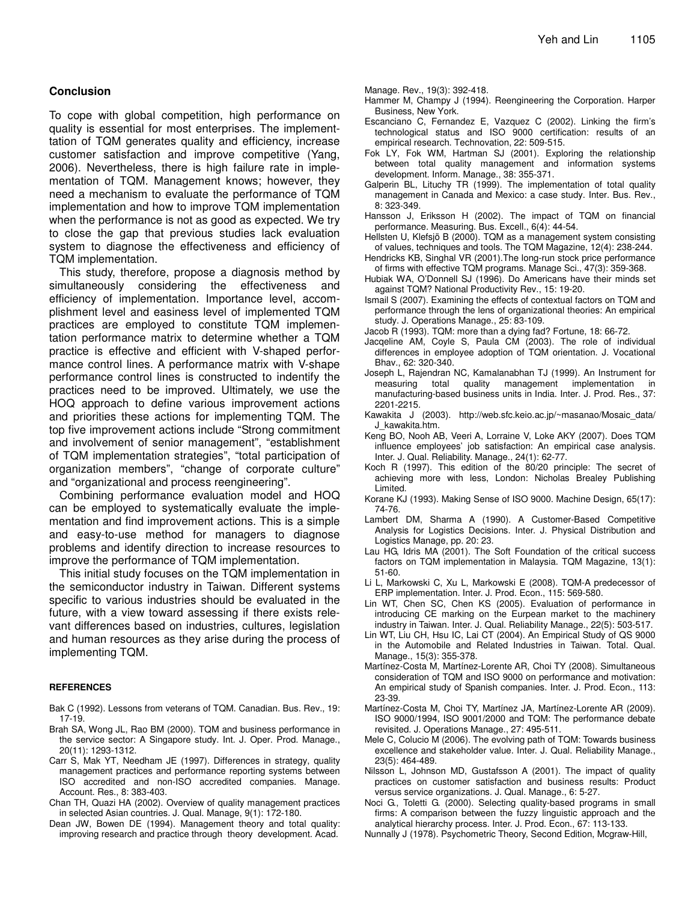## Conclusion

To cope with global competition, high performance on quality is essential for most enterprises. The implementtation of TQM generates quality and efficiency, increase customer satisfaction and improve competitive (Yang, 2006). Nevertheless, there is high failure rate in implementation of TQM. Management knows; however, they need a mechanism to evaluate the performance of TQM implementation and how to improve TQM implementation when the performance is not as good as expected. We try to close the gap that previous studies lack evaluation system to diagnose the effectiveness and efficiency of TQM implementation.

This study, therefore, propose a diagnosis method by simultaneously considering the effectiveness and efficiency of implementation. Importance level, accomplishment level and easiness level of implemented TQM practices are employed to constitute TQM implementation performance matrix to determine whether a TQM practice is effective and efficient with V-shaped performance control lines. A performance matrix with V-shape performance control lines is constructed to indentify the practices need to be improved. Ultimately, we use the HOQ approach to define various improvement actions and priorities these actions for implementing TQM. The top five improvement actions include "Strong commitment and involvement of senior management", "establishment of TQM implementation strategies", "total participation of organization members", "change of corporate culture" and "organizational and process reengineering".

Combining performance evaluation model and HOQ can be employed to systematically evaluate the implementation and find improvement actions. This is a simple and easy-to-use method for managers to diagnose problems and identify direction to increase resources to improve the performance of TQM implementation.

This initial study focuses on the TQM implementation in the semiconductor industry in Taiwan. Different systems specific to various industries should be evaluated in the future, with a view toward assessing if there exists relevant differences based on industries, cultures, legislation and human resources as they arise during the process of implementing TQM.

### REFERENCES

Bak C (1992). Lessons from veterans of TQM. Canadian. Bus. Rev., 19: 17-19.

Brah SA, Wong JL, Rao BM (2000). TQM and business performance in the service sector: A Singapore study. Int. J. Oper. Prod. Manage., 20(11): 1293-1312.

Carr S, Mak YT, Needham JE (1997). Differences in strategy, quality management practices and performance reporting systems between ISO accredited and non-ISO accredited companies. Manage. Account. Res., 8: 383-403.

Chan TH, Quazi HA (2002). Overview of quality management practices in selected Asian countries. J. Qual. Manage, 9(1): 172-180.

Dean JW, Bowen DE (1994). Management theory and total quality: improving research and practice through theory development. Acad. Manage. Rev., 19(3): 392-418.

Hammer M, Champy J (1994). Reengineering the Corporation. Harper Business, New York.

Escanciano C, Fernandez E, Vazquez C (2002). Linking the firm's technological status and ISO 9000 certification: results of an empirical research. Technovation, 22: 509-515.

Fok LY, Fok WM, Hartman SJ (2001). Exploring the relationship between total quality management and information systems development. Inform. Manage., 38: 355-371.

Galperin BL, Lituchy TR (1999). The implementation of total quality management in Canada and Mexico: a case study. Inter. Bus. Rev., 8: 323-349.

Hansson J, Eriksson H (2002). The impact of TQM on financial performance. Measuring. Bus. Excell., 6(4): 44-54.

Hellsten U, Klefsjö B (2000). TQM as a management system consisting of values, techniques and tools. The TQM Magazine, 12(4): 238-244.

Hendricks KB, Singhal VR (2001).The long-run stock price performance of firms with effective TQM programs. Manage Sci., 47(3): 359-368.

Hubiak WA, O'Donnell SJ (1996). Do Americans have their minds set against TQM? National Productivity Rev., 15: 19-20.

Ismail S (2007). Examining the effects of contextual factors on TQM and performance through the lens of organizational theories: An empirical study. J. Operations Manage., 25: 83-109.

Jacob R (1993). TQM: more than a dying fad? Fortune, 18: 66-72.

Jacqeline AM, Coyle S, Paula CM (2003). The role of individual differences in employee adoption of TQM orientation. J. Vocational Bhav., 62: 320-340.

Joseph L, Rajendran NC, Kamalanabhan TJ (1999). An Instrument for measuring total quality management implementation in manufacturing-based business units in India. Inter. J. Prod. Res., 37: 2201-2215.

Kawakita J (2003). http://web.sfc.keio.ac.jp/~masanao/Mosaic_data/J_kawakita.htm.

Keng BO, Nooh AB, Veeri A, Lorraine V, Loke AKY (2007). Does TQM influence employees' job satisfaction: An empirical case analysis. Inter. J. Qual. Reliability. Manage., 24(1): 62-77.

Koch R (1997). This edition of the 80/20 principle: The secret of achieving more with less, London: Nicholas Brealey Publishing Limited.

Korane KJ (1993). Making Sense of ISO 9000. Machine Design, 65(17): 74-76.

Lambert DM, Sharma A (1990). A Customer-Based Competitive Analysis for Logistics Decisions. Inter. J. Physical Distribution and Logistics Manage, pp. 20: 23.

Lau HG, Idris MA (2001). The Soft Foundation of the critical success factors on TQM implementation in Malaysia. TQM Magazine, 13(1): 51-60.

Li L, Markowski C, Xu L, Markowski E (2008). TQM-A predecessor of ERP implementation. Inter. J. Prod. Econ., 115: 569-580.

Lin WT, Chen SC, Chen KS (2005). Evaluation of performance in introducing CE marking on the Eurpean market to the machinery industry in Taiwan. Inter. J. Qual. Reliability Manage., 22(5): 503-517.

Lin WT, Liu CH, Hsu IC, Lai CT (2004). An Empirical Study of QS 9000 in the Automobile and Related Industries in Taiwan. Total. Qual. Manage., 15(3): 355-378.

Martínez-Costa M, Martínez-Lorente AR, Choi TY (2008). Simultaneous consideration of TQM and ISO 9000 on performance and motivation: An empirical study of Spanish companies. Inter. J. Prod. Econ., 113: 23-39.

Martínez-Costa M, Choi TY, Martínez JA, Martínez-Lorente AR (2009). ISO 9000/1994, ISO 9001/2000 and TQM: The performance debate revisited. J. Operations Manage., 27: 495-511.

Mele C, Colucio M (2006). The evolving path of TQM: Towards business excellence and stakeholder value. Inter. J. Qual. Reliability Manage., 23(5): 464-489.

Nilsson L, Johnson MD, Gustafsson A (2001). The impact of quality practices on customer satisfaction and business results: Product versus service organizations. J. Qual. Manage., 6: 5-27.

Noci G., Toletti G. (2000). Selecting quality-based programs in small firms: A comparison between the fuzzy linguistic approach and the analytical hierarchy process. Inter. J. Prod. Econ., 67: 113-133.

Nunnally J (1978). Psychometric Theory, Second Edition, Mcgraw-Hill,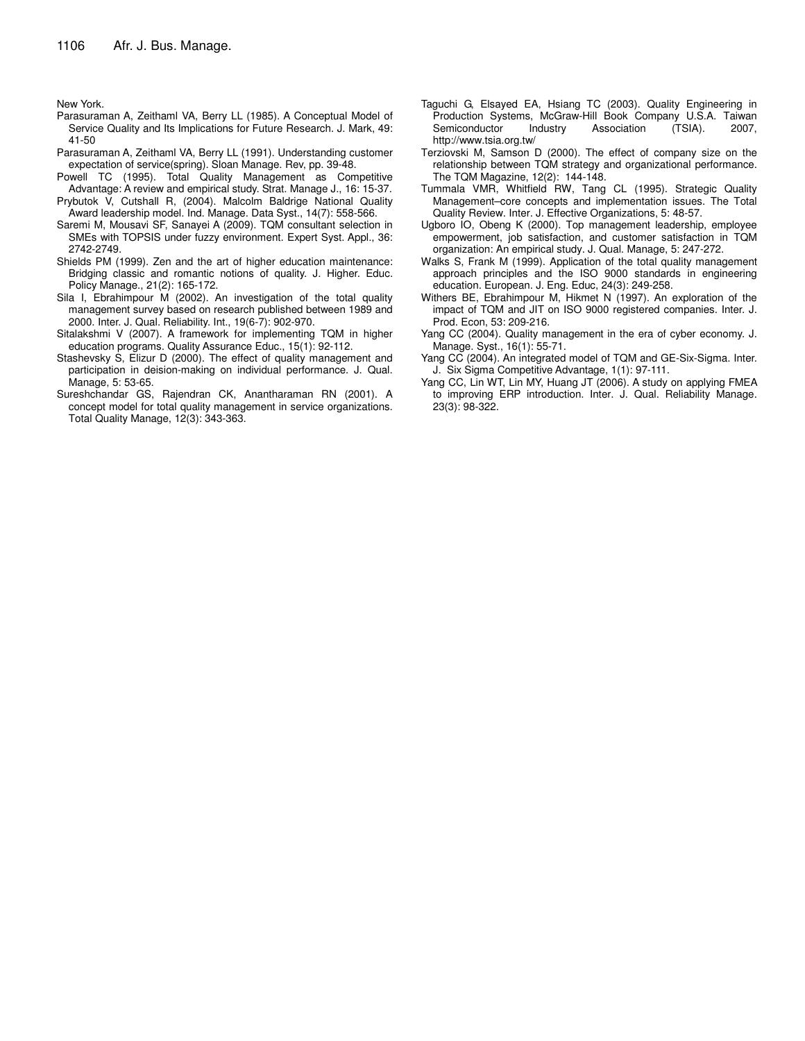New York.

Parasuraman A, Zeithaml VA, Berry LL (1985). A Conceptual Model of Service Quality and Its Implications for Future Research. J. Mark, 49: 41-50

Parasuraman A, Zeithaml VA, Berry LL (1991). Understanding customer expectation of service(spring). Sloan Manage. Rev, pp. 39-48.

Powell TC (1995). Total Quality Management as Competitive Advantage: A review and empirical study. Strat. Manage J., 16: 15-37.

Prybutok V, Cutshall R, (2004). Malcolm Baldrige National Quality Award leadership model. Ind. Manage. Data Syst., 14(7): 558-566.

Saremi M, Mousavi SF, Sanayei A (2009). TQM consultant selection in SMEs with TOPSIS under fuzzy environment. Expert Syst. Appl., 36: 2742-2749.

Shields PM (1999). Zen and the art of higher education maintenance: Bridging classic and romantic notions of quality. J. Higher. Educ. Policy Manage., 21(2): 165-172.

Sila I, Ebrahimpour M (2002). An investigation of the total quality management survey based on research published between 1989 and 2000. Inter. J. Qual. Reliability. Int., 19(6-7): 902-970.

Sitalakshmi V (2007). A framework for implementing TQM in higher education programs. Quality Assurance Educ., 15(1): 92-112.

Stashevsky S, Elizur D (2000). The effect of quality management and participation in deision-making on individual performance. J. Qual. Manage, 5: 53-65.

Sureshchandar GS, Rajendran CK, Anantharaman RN (2001). A concept model for total quality management in service organizations. Total Quality Manage, 12(3): 343-363.

Taguchi G, Elsayed EA, Hsiang TC (2003). Quality Engineering in Production Systems, McGraw-Hill Book Company U.S.A. Taiwan Semiconductor Industry Association (TSIA). 2007, http://www.tsia.org.tw/

Terziovski M, Samson D (2000). The effect of company size on the relationship between TQM strategy and organizational performance. The TQM Magazine, 12(2): 144-148.

Tummala VMR, Whitfield RW, Tang CL (1995). Strategic Quality Management–core concepts and implementation issues. The Total Quality Review. Inter. J. Effective Organizations, 5: 48-57.

Ugboro IO, Obeng K (2000). Top management leadership, employee empowerment, job satisfaction, and customer satisfaction in TQM organization: An empirical study. J. Qual. Manage, 5: 247-272.

Walks S, Frank M (1999). Application of the total quality management approach principles and the ISO 9000 standards in engineering education. European. J. Eng. Educ, 24(3): 249-258.

Withers BE, Ebrahimpour M, Hikmet N (1997). An exploration of the impact of TQM and JIT on ISO 9000 registered companies. Inter. J. Prod. Econ, 53: 209-216.

Yang CC (2004). Quality management in the era of cyber economy. J. Manage. Syst., 16(1): 55-71.

Yang CC (2004). An integrated model of TQM and GE-Six-Sigma. Inter. J. Six Sigma Competitive Advantage, 1(1): 97-111.

Yang CC, Lin WT, Lin MY, Huang JT (2006). A study on applying FMEA to improving ERP introduction. Inter. J. Qual. Reliability Manage. 23(3): 98-322.